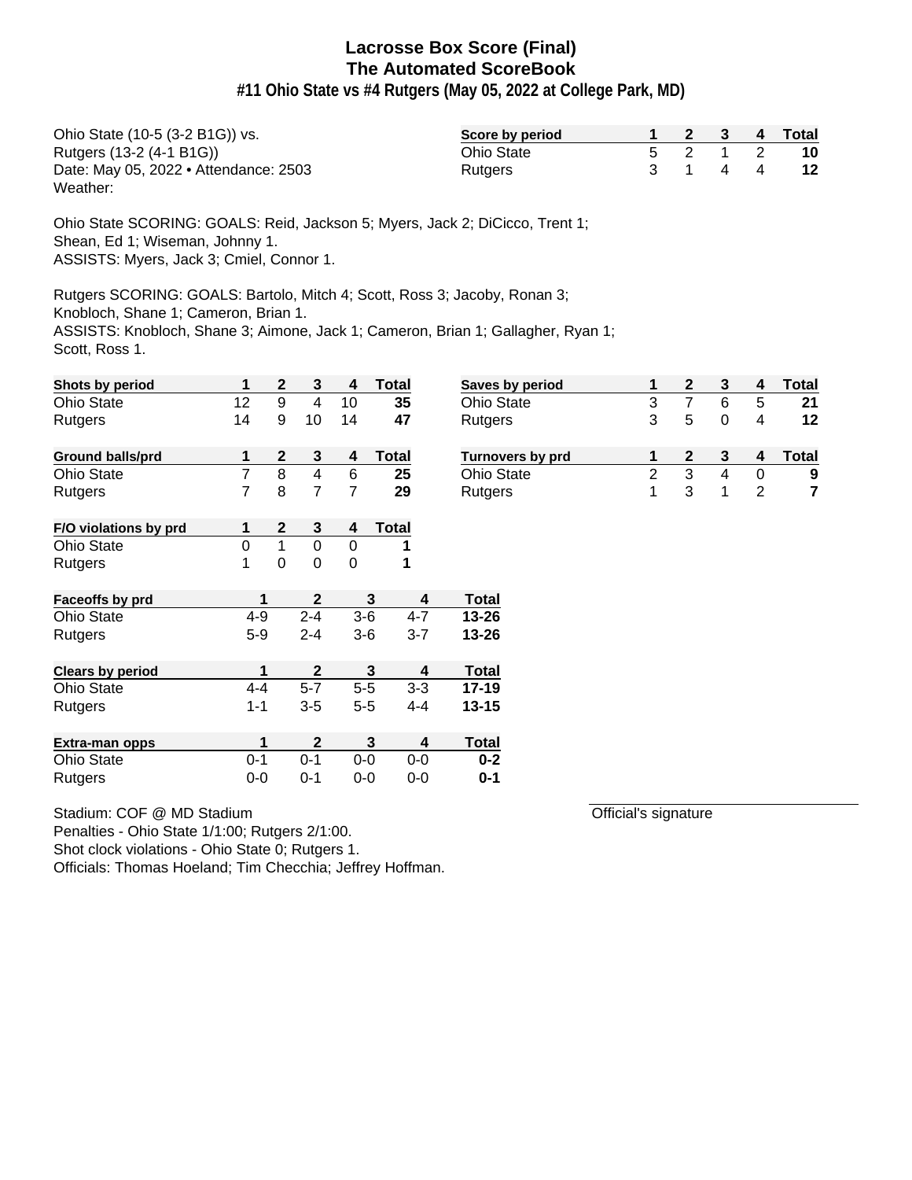# Lacrosse Box Score (Final)
## The Automated ScoreBook
### #11 Ohio State vs #4 Rutgers (May 05, 2022 at College Park, MD)

Ohio State (10-5 (3-2 B1G)) vs.
Rutgers (13-2 (4-1 B1G))
Date: May 05, 2022 • Attendance: 2503
Weather:

| Score by period | 1 | 2 | 3 | 4 | Total |
|---|---|---|---|---|---|
| Ohio State | 5 | 2 | 1 | 2 | 10 |
| Rutgers | 3 | 1 | 4 | 4 | 12 |

Ohio State SCORING: GOALS: Reid, Jackson 5; Myers, Jack 2; DiCicco, Trent 1; Shean, Ed 1; Wiseman, Johnny 1.
ASSISTS: Myers, Jack 3; Cmiel, Connor 1.

Rutgers SCORING: GOALS: Bartolo, Mitch 4; Scott, Ross 3; Jacoby, Ronan 3; Knobloch, Shane 1; Cameron, Brian 1.
ASSISTS: Knobloch, Shane 3; Aimone, Jack 1; Cameron, Brian 1; Gallagher, Ryan 1; Scott, Ross 1.

| Shots by period | 1 | 2 | 3 | 4 | Total |
|---|---|---|---|---|---|
| Ohio State | 12 | 9 | 4 | 10 | 35 |
| Rutgers | 14 | 9 | 10 | 14 | 47 |

| Saves by period | 1 | 2 | 3 | 4 | Total |
|---|---|---|---|---|---|
| Ohio State | 3 | 7 | 6 | 5 | 21 |
| Rutgers | 3 | 5 | 0 | 4 | 12 |

| Ground balls/prd | 1 | 2 | 3 | 4 | Total |
|---|---|---|---|---|---|
| Ohio State | 7 | 8 | 4 | 6 | 25 |
| Rutgers | 7 | 8 | 7 | 7 | 29 |

| Turnovers by prd | 1 | 2 | 3 | 4 | Total |
|---|---|---|---|---|---|
| Ohio State | 2 | 3 | 4 | 0 | 9 |
| Rutgers | 1 | 3 | 1 | 2 | 7 |

| F/O violations by prd | 1 | 2 | 3 | 4 | Total |
|---|---|---|---|---|---|
| Ohio State | 0 | 1 | 0 | 0 | 1 |
| Rutgers | 1 | 0 | 0 | 0 | 1 |

| Faceoffs by prd | 1 | 2 | 3 | 4 | Total |
|---|---|---|---|---|---|
| Ohio State | 4-9 | 2-4 | 3-6 | 4-7 | 13-26 |
| Rutgers | 5-9 | 2-4 | 3-6 | 3-7 | 13-26 |

| Clears by period | 1 | 2 | 3 | 4 | Total |
|---|---|---|---|---|---|
| Ohio State | 4-4 | 5-7 | 5-5 | 3-3 | 17-19 |
| Rutgers | 1-1 | 3-5 | 5-5 | 4-4 | 13-15 |

| Extra-man opps | 1 | 2 | 3 | 4 | Total |
|---|---|---|---|---|---|
| Ohio State | 0-1 | 0-1 | 0-0 | 0-0 | 0-2 |
| Rutgers | 0-0 | 0-1 | 0-0 | 0-0 | 0-1 |

Stadium: COF @ MD Stadium
Penalties - Ohio State 1/1:00; Rutgers 2/1:00.
Shot clock violations - Ohio State 0; Rutgers 1.
Officials: Thomas Hoeland; Tim Checchia; Jeffrey Hoffman.

Official's signature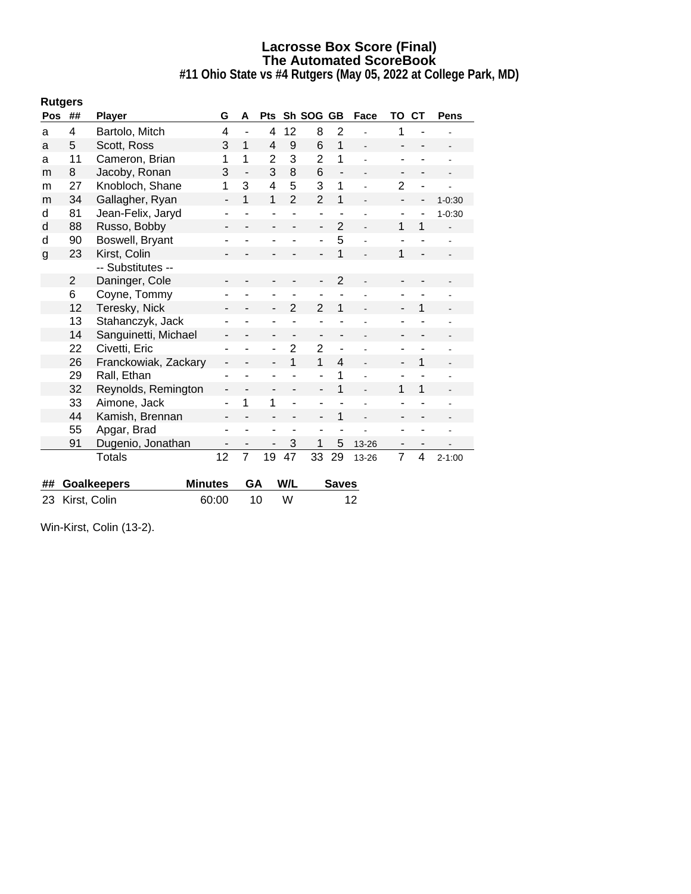# Lacrosse Box Score (Final)
## The Automated ScoreBook
### #11 Ohio State vs #4 Rutgers (May 05, 2022 at College Park, MD)

**Rutgers**

| Pos | ## | Player | G | A | Pts | Sh | SOG | GB | Face | TO | CT | Pens |
|---|---|---|---|---|---|---|---|---|---|---|---|---|
| a | 4 | Bartolo, Mitch | 4 | - | 4 | 12 | 8 | 2 | - | 1 | - | - |
| a | 5 | Scott, Ross | 3 | 1 | 4 | 9 | 6 | 1 | - | - | - | - |
| a | 11 | Cameron, Brian | 1 | 1 | 2 | 3 | 2 | 1 | - | - | - | - |
| m | 8 | Jacoby, Ronan | 3 | - | 3 | 8 | 6 | - | - | - | - | - |
| m | 27 | Knobloch, Shane | 1 | 3 | 4 | 5 | 3 | 1 | - | 2 | - | - |
| m | 34 | Gallagher, Ryan | - | 1 | 1 | 2 | 2 | 1 | - | - | - | 1-0:30 |
| d | 81 | Jean-Felix, Jaryd | - | - | - | - | - | - | - | - | - | 1-0:30 |
| d | 88 | Russo, Bobby | - | - | - | - | - | 2 | - | 1 | 1 | - |
| d | 90 | Boswell, Bryant | - | - | - | - | - | 5 | - | - | - | - |
| g | 23 | Kirst, Colin | - | - | - | - | - | 1 | - | 1 | - | - |
| | | -- Substitutes -- | | | | | | | | | | |
| | 2 | Daninger, Cole | - | - | - | - | - | 2 | - | - | - | - |
| | 6 | Coyne, Tommy | - | - | - | - | - | - | - | - | - | - |
| | 12 | Teresky, Nick | - | - | - | 2 | 2 | 1 | - | - | 1 | - |
| | 13 | Stahanczyk, Jack | - | - | - | - | - | - | - | - | - | - |
| | 14 | Sanguinetti, Michael | - | - | - | - | - | - | - | - | - | - |
| | 22 | Civetti, Eric | - | - | - | 2 | 2 | - | - | - | - | - |
| | 26 | Franckowiak, Zackary | - | - | - | 1 | 1 | 4 | - | - | 1 | - |
| | 29 | Rall, Ethan | - | - | - | - | - | 1 | - | - | - | - |
| | 32 | Reynolds, Remington | - | - | - | - | - | 1 | - | 1 | 1 | - |
| | 33 | Aimone, Jack | - | 1 | 1 | - | - | - | - | - | - | - |
| | 44 | Kamish, Brennan | - | - | - | - | - | 1 | - | - | - | - |
| | 55 | Apgar, Brad | - | - | - | - | - | - | - | - | - | - |
| | 91 | Dugenio, Jonathan | - | - | - | 3 | 1 | 5 | 13-26 | - | - | - |
| | | Totals | 12 | 7 | 19 | 47 | 33 | 29 | 13-26 | 7 | 4 | 2-1:00 |

| ## | Goalkeepers | Minutes | GA | W/L | Saves |
|---|---|---|---|---|---|
| 23 | Kirst, Colin | 60:00 | 10 | W | 12 |

Win-Kirst, Colin (13-2).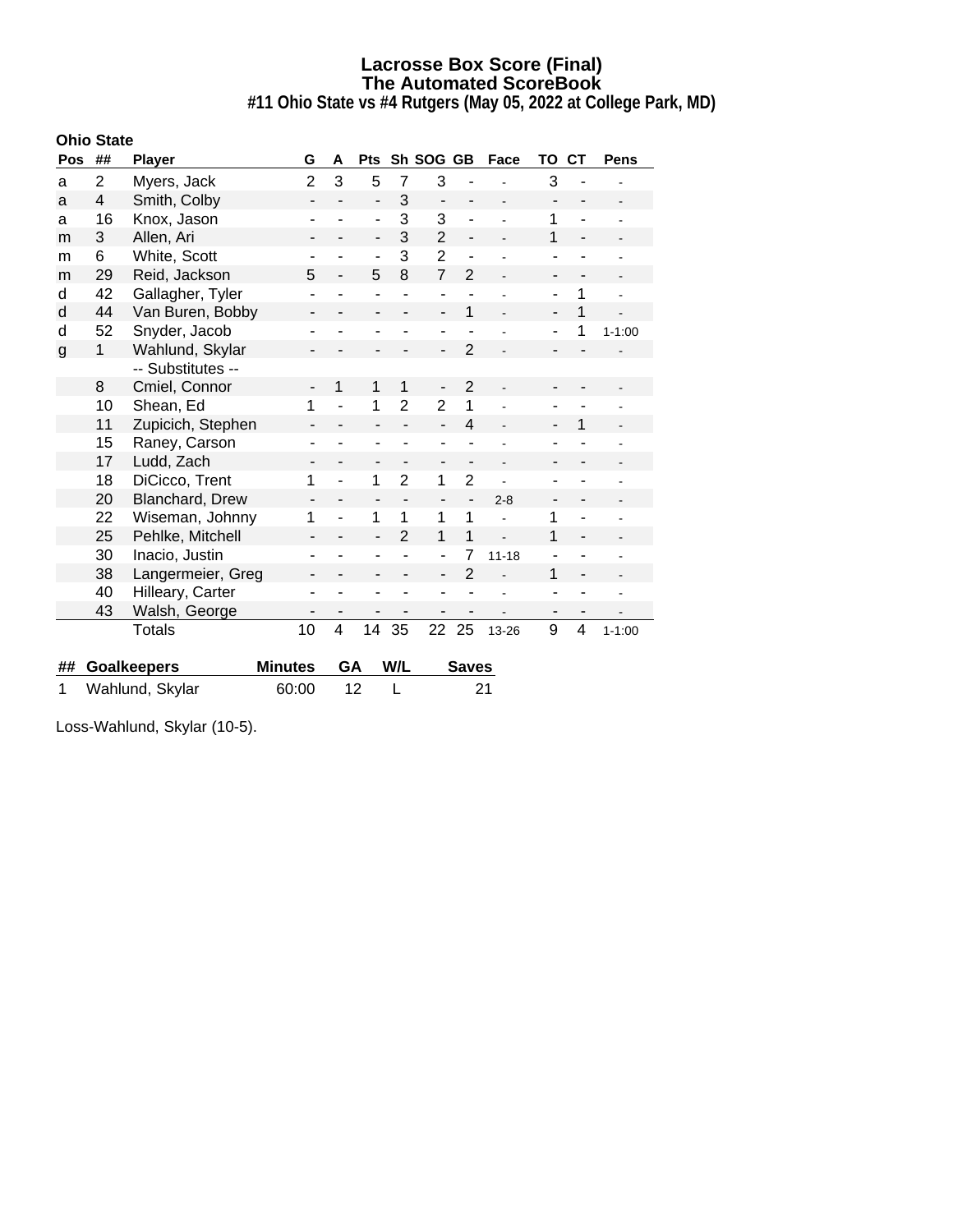# Lacrosse Box Score (Final)
## The Automated ScoreBook
### #11 Ohio State vs #4 Rutgers (May 05, 2022 at College Park, MD)

**Ohio State**

| Pos | ## | Player | G | A | Pts | Sh | SOG | GB | Face | TO | CT | Pens |
|---|---|---|---|---|---|---|---|---|---|---|---|---|
| a | 2 | Myers, Jack | 2 | 3 | 5 | 7 | 3 | - | - | 3 | - | - |
| a | 4 | Smith, Colby | - | - | - | 3 | - | - | - | - | - | - |
| a | 16 | Knox, Jason | - | - | - | 3 | 3 | - | - | 1 | - | - |
| m | 3 | Allen, Ari | - | - | - | 3 | 2 | - | - | 1 | - | - |
| m | 6 | White, Scott | - | - | - | 3 | 2 | - | - | - | - | - |
| m | 29 | Reid, Jackson | 5 | - | 5 | 8 | 7 | 2 | - | - | - | - |
| d | 42 | Gallagher, Tyler | - | - | - | - | - | - | - | - | 1 | - |
| d | 44 | Van Buren, Bobby | - | - | - | - | - | 1 | - | - | 1 | - |
| d | 52 | Snyder, Jacob | - | - | - | - | - | - | - | - | 1 | 1-1:00 |
| g | 1 | Wahlund, Skylar | - | - | - | - | - | 2 | - | - | - | - |
| | | -- Substitutes -- | | | | | | | | | | |
| | 8 | Cmiel, Connor | - | 1 | 1 | 1 | - | 2 | - | - | - | - |
| | 10 | Shean, Ed | 1 | - | 1 | 2 | 2 | 1 | - | - | - | - |
| | 11 | Zupicich, Stephen | - | - | - | - | - | 4 | - | - | 1 | - |
| | 15 | Raney, Carson | - | - | - | - | - | - | - | - | - | - |
| | 17 | Ludd, Zach | - | - | - | - | - | - | - | - | - | - |
| | 18 | DiCicco, Trent | 1 | - | 1 | 2 | 1 | 2 | - | - | - | - |
| | 20 | Blanchard, Drew | - | - | - | - | - | - | 2-8 | - | - | - |
| | 22 | Wiseman, Johnny | 1 | - | 1 | 1 | 1 | 1 | - | 1 | - | - |
| | 25 | Pehlke, Mitchell | - | - | - | 2 | 1 | 1 | - | 1 | - | - |
| | 30 | Inacio, Justin | - | - | - | - | - | 7 | 11-18 | - | - | - |
| | 38 | Langermeier, Greg | - | - | - | - | - | 2 | - | 1 | - | - |
| | 40 | Hilleary, Carter | - | - | - | - | - | - | - | - | - | - |
| | 43 | Walsh, George | - | - | - | - | - | - | - | - | - | - |
| | | Totals | 10 | 4 | 14 | 35 | 22 | 25 | 13-26 | 9 | 4 | 1-1:00 |

| ## | Goalkeepers | Minutes | GA | W/L | Saves |
|---|---|---|---|---|---|
| 1 | Wahlund, Skylar | 60:00 | 12 | L | 21 |

Loss-Wahlund, Skylar (10-5).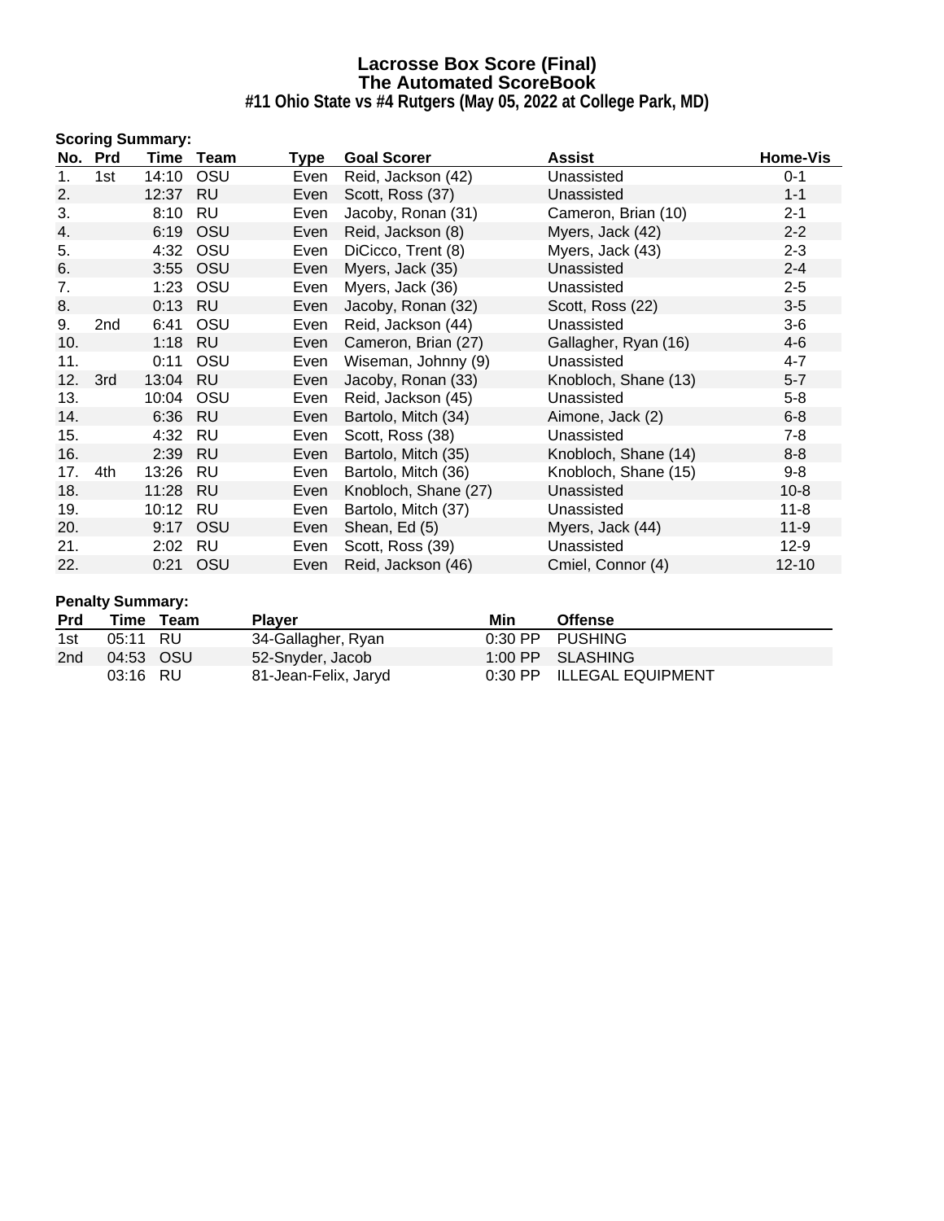# Lacrosse Box Score (Final)
## The Automated ScoreBook
### #11 Ohio State vs #4 Rutgers (May 05, 2022 at College Park, MD)

**Scoring Summary:**

| No. | Prd | Time | Team | Type | Goal Scorer | Assist | Home-Vis |
|---|---|---|---|---|---|---|---|
| 1. | 1st | 14:10 | OSU | Even | Reid, Jackson (42) | Unassisted | 0-1 |
| 2. | | 12:37 | RU | Even | Scott, Ross (37) | Unassisted | 1-1 |
| 3. | | 8:10 | RU | Even | Jacoby, Ronan (31) | Cameron, Brian (10) | 2-1 |
| 4. | | 6:19 | OSU | Even | Reid, Jackson (8) | Myers, Jack (42) | 2-2 |
| 5. | | 4:32 | OSU | Even | DiCicco, Trent (8) | Myers, Jack (43) | 2-3 |
| 6. | | 3:55 | OSU | Even | Myers, Jack (35) | Unassisted | 2-4 |
| 7. | | 1:23 | OSU | Even | Myers, Jack (36) | Unassisted | 2-5 |
| 8. | | 0:13 | RU | Even | Jacoby, Ronan (32) | Scott, Ross (22) | 3-5 |
| 9. | 2nd | 6:41 | OSU | Even | Reid, Jackson (44) | Unassisted | 3-6 |
| 10. | | 1:18 | RU | Even | Cameron, Brian (27) | Gallagher, Ryan (16) | 4-6 |
| 11. | | 0:11 | OSU | Even | Wiseman, Johnny (9) | Unassisted | 4-7 |
| 12. | 3rd | 13:04 | RU | Even | Jacoby, Ronan (33) | Knobloch, Shane (13) | 5-7 |
| 13. | | 10:04 | OSU | Even | Reid, Jackson (45) | Unassisted | 5-8 |
| 14. | | 6:36 | RU | Even | Bartolo, Mitch (34) | Aimone, Jack (2) | 6-8 |
| 15. | | 4:32 | RU | Even | Scott, Ross (38) | Unassisted | 7-8 |
| 16. | | 2:39 | RU | Even | Bartolo, Mitch (35) | Knobloch, Shane (14) | 8-8 |
| 17. | 4th | 13:26 | RU | Even | Bartolo, Mitch (36) | Knobloch, Shane (15) | 9-8 |
| 18. | | 11:28 | RU | Even | Knobloch, Shane (27) | Unassisted | 10-8 |
| 19. | | 10:12 | RU | Even | Bartolo, Mitch (37) | Unassisted | 11-8 |
| 20. | | 9:17 | OSU | Even | Shean, Ed (5) | Myers, Jack (44) | 11-9 |
| 21. | | 2:02 | RU | Even | Scott, Ross (39) | Unassisted | 12-9 |
| 22. | | 0:21 | OSU | Even | Reid, Jackson (46) | Cmiel, Connor (4) | 12-10 |

**Penalty Summary:**

| Prd | Time | Team | Player | Min | Offense |
|---|---|---|---|---|---|
| 1st | 05:11 | RU | 34-Gallagher, Ryan | 0:30 PP | PUSHING |
| 2nd | 04:53 | OSU | 52-Snyder, Jacob | 1:00 PP | SLASHING |
| | 03:16 | RU | 81-Jean-Felix, Jaryd | 0:30 PP | ILLEGAL EQUIPMENT |